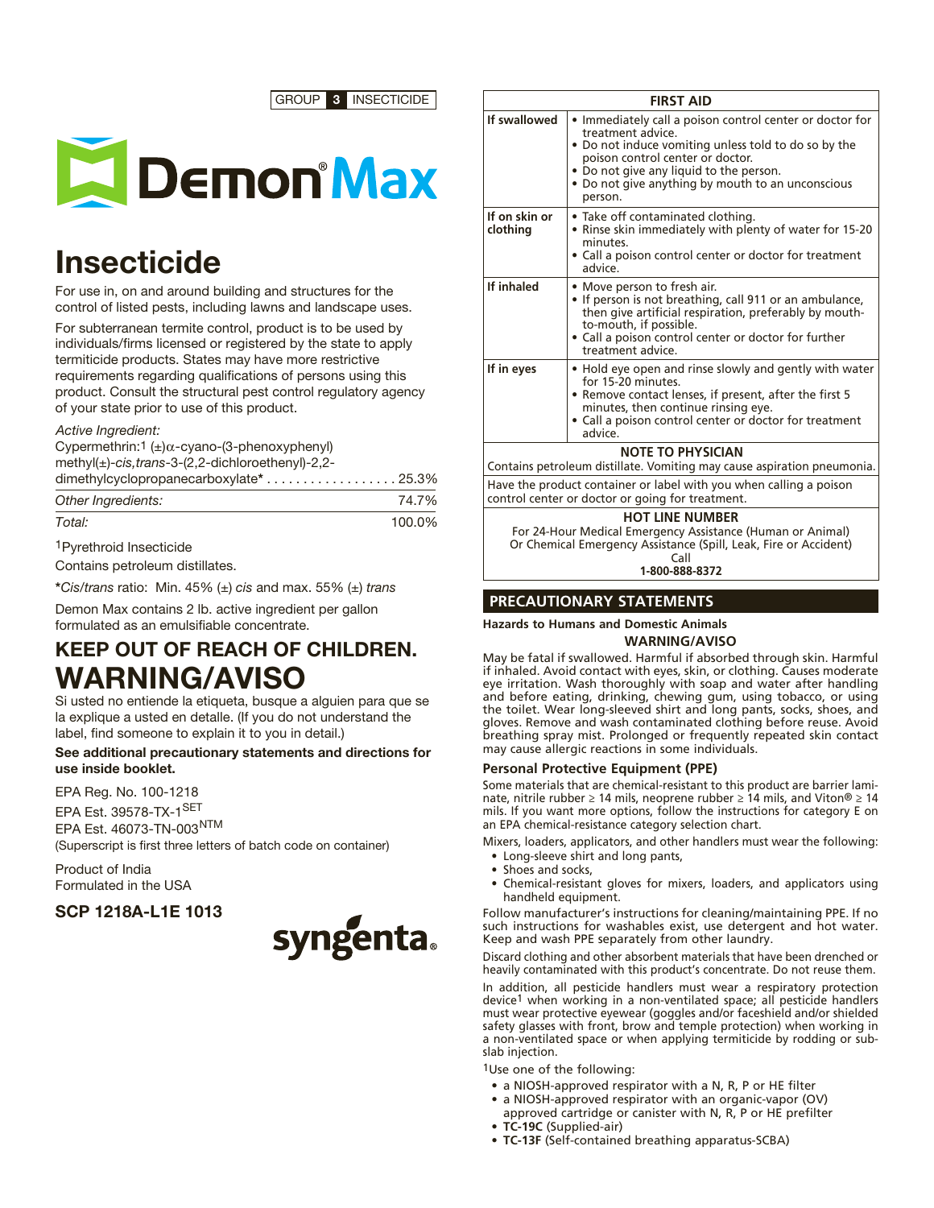GROUP **3** INSECTICIDE

# Demon® Max

# Insecticide

For use in, on and around building and structures for the control of listed pests, including lawns and landscape uses.

For subterranean termite control, product is to be used by individuals/firms licensed or registered by the state to apply termiticide products. States may have more restrictive requirements regarding qualifications of persons using this product. Consult the structural pest control regulatory agency of your state prior to use of this product.

| *Active Ingredient:* | |
|---|---|
| Cypermethrin:[1] (±)α-cyano-(3-phenoxyphenyl) methyl(±)-*cis,trans*-3-(2,2-dichloroethenyl)-2,2-dimethylcyclopropanecarboxylate* | 25.3% |
| *Other Ingredients:* | 74.7% |
| *Total:* | 100.0% |

[1]Pyrethroid Insecticide

Contains petroleum distillates.

\**Cis/trans* ratio: Min. 45% (±) *cis* and max. 55% (±) *trans*

Demon Max contains 2 lb. active ingredient per gallon formulated as an emulsifiable concentrate.

## KEEP OUT OF REACH OF CHILDREN.

# WARNING/AVISO

Si usted no entiende la etiqueta, busque a alguien para que se la explique a usted en detalle. (If you do not understand the label, find someone to explain it to you in detail.)

**See additional precautionary statements and directions for use inside booklet.**

EPA Reg. No. 100-1218
EPA Est. 39578-TX-1[SET]
EPA Est. 46073-TN-003[NTM]
(Superscript is first three letters of batch code on container)

Product of India
Formulated in the USA

**SCP 1218A-L1E 1013**

syngenta®

| FIRST AID | |
|---|---|
| **If swallowed** | • Immediately call a poison control center or doctor for treatment advice.<br>• Do not induce vomiting unless told to do so by the poison control center or doctor.<br>• Do not give any liquid to the person.<br>• Do not give anything by mouth to an unconscious person. |
| **If on skin or clothing** | • Take off contaminated clothing.<br>• Rinse skin immediately with plenty of water for 15-20 minutes.<br>• Call a poison control center or doctor for treatment advice. |
| **If inhaled** | • Move person to fresh air.<br>• If person is not breathing, call 911 or an ambulance, then give artificial respiration, preferably by mouth-to-mouth, if possible.<br>• Call a poison control center or doctor for further treatment advice. |
| **If in eyes** | • Hold eye open and rinse slowly and gently with water for 15-20 minutes.<br>• Remove contact lenses, if present, after the first 5 minutes, then continue rinsing eye.<br>• Call a poison control center or doctor for treatment advice. |
| **NOTE TO PHYSICIAN**<br>Contains petroleum distillate. Vomiting may cause aspiration pneumonia. | |
| Have the product container or label with you when calling a poison control center or doctor or going for treatment. | |
| **HOT LINE NUMBER**<br>For 24-Hour Medical Emergency Assistance (Human or Animal) Or Chemical Emergency Assistance (Spill, Leak, Fire or Accident) Call **1-800-888-8372** | |

## PRECAUTIONARY STATEMENTS

**Hazards to Humans and Domestic Animals**

**WARNING/AVISO**

May be fatal if swallowed. Harmful if absorbed through skin. Harmful if inhaled. Avoid contact with eyes, skin, or clothing. Causes moderate eye irritation. Wash thoroughly with soap and water after handling and before eating, drinking, chewing gum, using tobacco, or using the toilet. Wear long-sleeved shirt and long pants, socks, shoes, and gloves. Remove and wash contaminated clothing before reuse. Avoid breathing spray mist. Prolonged or frequently repeated skin contact may cause allergic reactions in some individuals.

### Personal Protective Equipment (PPE)

Some materials that are chemical-resistant to this product are barrier laminate, nitrile rubber ≥ 14 mils, neoprene rubber ≥ 14 mils, and Viton® ≥ 14 mils. If you want more options, follow the instructions for category E on an EPA chemical-resistance category selection chart.

Mixers, loaders, applicators, and other handlers must wear the following:

- Long-sleeve shirt and long pants,
- Shoes and socks,
- Chemical-resistant gloves for mixers, loaders, and applicators using handheld equipment.

Follow manufacturer's instructions for cleaning/maintaining PPE. If no such instructions for washables exist, use detergent and hot water. Keep and wash PPE separately from other laundry.

Discard clothing and other absorbent materials that have been drenched or heavily contaminated with this product's concentrate. Do not reuse them.

In addition, all pesticide handlers must wear a respiratory protection device[1] when working in a non-ventilated space; all pesticide handlers must wear protective eyewear (goggles and/or faceshield and/or shielded safety glasses with front, brow and temple protection) when working in a non-ventilated space or when applying termiticide by rodding or sub-slab injection.

[1]Use one of the following:

- a NIOSH-approved respirator with a N, R, P or HE filter
- a NIOSH-approved respirator with an organic-vapor (OV) approved cartridge or canister with N, R, P or HE prefilter
- **TC-19C** (Supplied-air)
- **TC-13F** (Self-contained breathing apparatus-SCBA)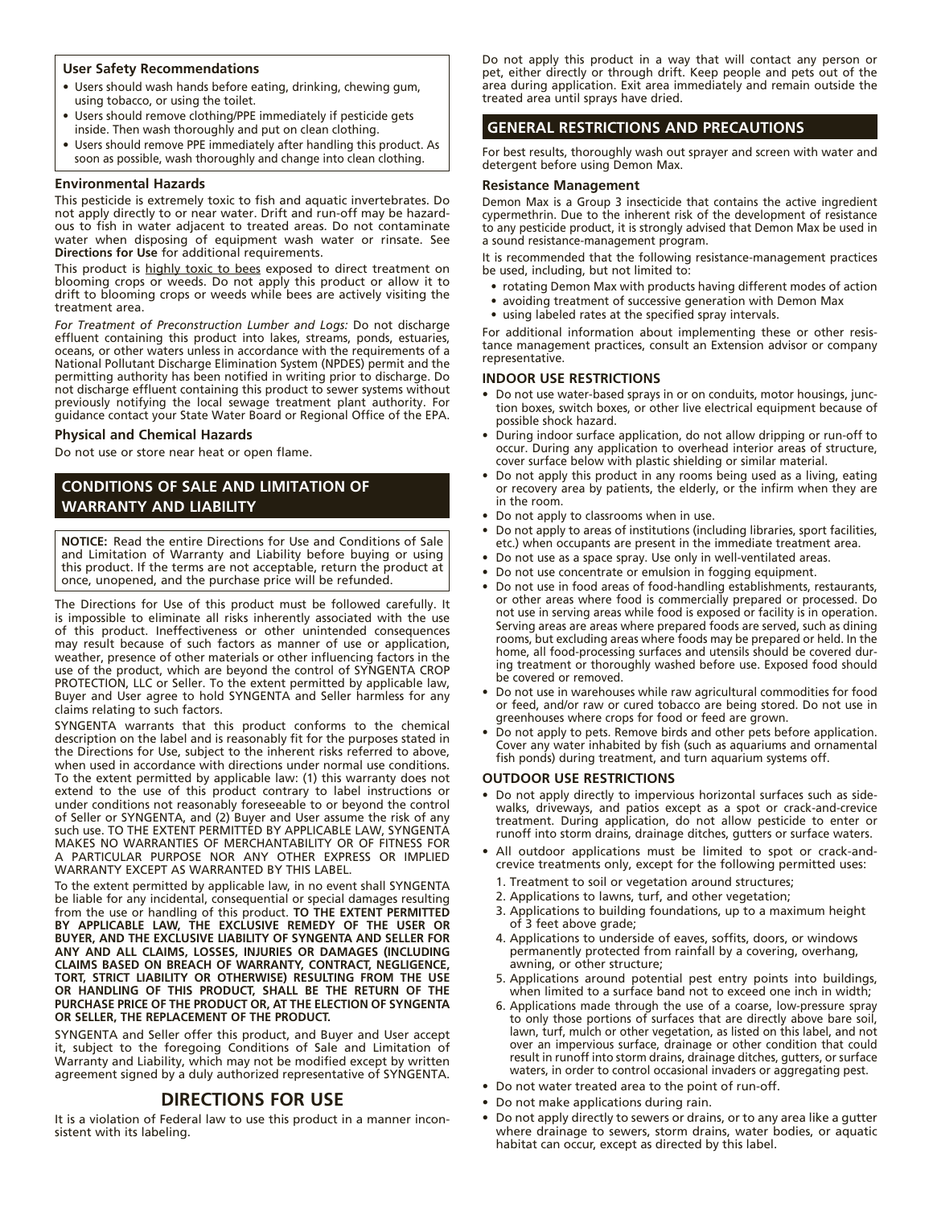### User Safety Recommendations

- Users should wash hands before eating, drinking, chewing gum, using tobacco, or using the toilet.
- Users should remove clothing/PPE immediately if pesticide gets inside. Then wash thoroughly and put on clean clothing.
- Users should remove PPE immediately after handling this product. As soon as possible, wash thoroughly and change into clean clothing.

### Environmental Hazards

This pesticide is extremely toxic to fish and aquatic invertebrates. Do not apply directly to or near water. Drift and run-off may be hazardous to fish in water adjacent to treated areas. Do not contaminate water when disposing of equipment wash water or rinsate. See **Directions for Use** for additional requirements.

This product is highly toxic to bees exposed to direct treatment on blooming crops or weeds. Do not apply this product or allow it to drift to blooming crops or weeds while bees are actively visiting the treatment area.

*For Treatment of Preconstruction Lumber and Logs:* Do not discharge effluent containing this product into lakes, streams, ponds, estuaries, oceans, or other waters unless in accordance with the requirements of a National Pollutant Discharge Elimination System (NPDES) permit and the permitting authority has been notified in writing prior to discharge. Do not discharge effluent containing this product to sewer systems without previously notifying the local sewage treatment plant authority. For guidance contact your State Water Board or Regional Office of the EPA.

### Physical and Chemical Hazards

Do not use or store near heat or open flame.

## CONDITIONS OF SALE AND LIMITATION OF WARRANTY AND LIABILITY

**NOTICE:** Read the entire Directions for Use and Conditions of Sale and Limitation of Warranty and Liability before buying or using this product. If the terms are not acceptable, return the product at once, unopened, and the purchase price will be refunded.

The Directions for Use of this product must be followed carefully. It is impossible to eliminate all risks inherently associated with the use of this product. Ineffectiveness or other unintended consequences may result because of such factors as manner of use or application, weather, presence of other materials or other influencing factors in the use of the product, which are beyond the control of SYNGENTA CROP PROTECTION, LLC or Seller. To the extent permitted by applicable law, Buyer and User agree to hold SYNGENTA and Seller harmless for any claims relating to such factors.

SYNGENTA warrants that this product conforms to the chemical description on the label and is reasonably fit for the purposes stated in the Directions for Use, subject to the inherent risks referred to above, when used in accordance with directions under normal use conditions. To the extent permitted by applicable law: (1) this warranty does not extend to the use of this product contrary to label instructions or under conditions not reasonably foreseeable to or beyond the control of Seller or SYNGENTA, and (2) Buyer and User assume the risk of any such use. TO THE EXTENT PERMITTED BY APPLICABLE LAW, SYNGENTA MAKES NO WARRANTIES OF MERCHANTABILITY OR OF FITNESS FOR A PARTICULAR PURPOSE NOR ANY OTHER EXPRESS OR IMPLIED WARRANTY EXCEPT AS WARRANTED BY THIS LABEL.

To the extent permitted by applicable law, in no event shall SYNGENTA be liable for any incidental, consequential or special damages resulting from the use or handling of this product. **TO THE EXTENT PERMITTED BY APPLICABLE LAW, THE EXCLUSIVE REMEDY OF THE USER OR BUYER, AND THE EXCLUSIVE LIABILITY OF SYNGENTA AND SELLER FOR ANY AND ALL CLAIMS, LOSSES, INJURIES OR DAMAGES (INCLUDING CLAIMS BASED ON BREACH OF WARRANTY, CONTRACT, NEGLIGENCE, TORT, STRICT LIABILITY OR OTHERWISE) RESULTING FROM THE USE OR HANDLING OF THIS PRODUCT, SHALL BE THE RETURN OF THE PURCHASE PRICE OF THE PRODUCT OR, AT THE ELECTION OF SYNGENTA OR SELLER, THE REPLACEMENT OF THE PRODUCT.**

SYNGENTA and Seller offer this product, and Buyer and User accept it, subject to the foregoing Conditions of Sale and Limitation of Warranty and Liability, which may not be modified except by written agreement signed by a duly authorized representative of SYNGENTA.

## DIRECTIONS FOR USE

It is a violation of Federal law to use this product in a manner inconsistent with its labeling.

Do not apply this product in a way that will contact any person or pet, either directly or through drift. Keep people and pets out of the area during application. Exit area immediately and remain outside the treated area until sprays have dried.

## GENERAL RESTRICTIONS AND PRECAUTIONS

For best results, thoroughly wash out sprayer and screen with water and detergent before using Demon Max.

### Resistance Management

Demon Max is a Group 3 insecticide that contains the active ingredient cypermethrin. Due to the inherent risk of the development of resistance to any pesticide product, it is strongly advised that Demon Max be used in a sound resistance-management program.

It is recommended that the following resistance-management practices be used, including, but not limited to:

- rotating Demon Max with products having different modes of action
- avoiding treatment of successive generation with Demon Max
- using labeled rates at the specified spray intervals.

For additional information about implementing these or other resistance management practices, consult an Extension advisor or company representative.

### INDOOR USE RESTRICTIONS

- Do not use water-based sprays in or on conduits, motor housings, junction boxes, switch boxes, or other live electrical equipment because of possible shock hazard.
- During indoor surface application, do not allow dripping or run-off to occur. During any application to overhead interior areas of structure, cover surface below with plastic shielding or similar material.
- Do not apply this product in any rooms being used as a living, eating or recovery area by patients, the elderly, or the infirm when they are in the room.
- Do not apply to classrooms when in use.
- Do not apply to areas of institutions (including libraries, sport facilities, etc.) when occupants are present in the immediate treatment area.
- Do not use as a space spray. Use only in well-ventilated areas.
- Do not use concentrate or emulsion in fogging equipment.
- Do not use in food areas of food-handling establishments, restaurants, or other areas where food is commercially prepared or processed. Do not use in serving areas while food is exposed or facility is in operation. Serving areas are areas where prepared foods are served, such as dining rooms, but excluding areas where foods may be prepared or held. In the home, all food-processing surfaces and utensils should be covered during treatment or thoroughly washed before use. Exposed food should be covered or removed.
- Do not use in warehouses while raw agricultural commodities for food or feed, and/or raw or cured tobacco are being stored. Do not use in greenhouses where crops for food or feed are grown.
- Do not apply to pets. Remove birds and other pets before application. Cover any water inhabited by fish (such as aquariums and ornamental fish ponds) during treatment, and turn aquarium systems off.

### OUTDOOR USE RESTRICTIONS

- Do not apply directly to impervious horizontal surfaces such as sidewalks, driveways, and patios except as a spot or crack-and-crevice treatment. During application, do not allow pesticide to enter or runoff into storm drains, drainage ditches, gutters or surface waters.
- All outdoor applications must be limited to spot or crack-and-crevice treatments only, except for the following permitted uses:
  1. Treatment to soil or vegetation around structures;
  2. Applications to lawns, turf, and other vegetation;
  3. Applications to building foundations, up to a maximum height of 3 feet above grade;
  4. Applications to underside of eaves, soffits, doors, or windows permanently protected from rainfall by a covering, overhang, awning, or other structure;
  5. Applications around potential pest entry points into buildings, when limited to a surface band not to exceed one inch in width;
  6. Applications made through the use of a coarse, low-pressure spray to only those portions of surfaces that are directly above bare soil, lawn, turf, mulch or other vegetation, as listed on this label, and not over an impervious surface, drainage or other condition that could result in runoff into storm drains, drainage ditches, gutters, or surface waters, in order to control occasional invaders or aggregating pest.
- Do not water treated area to the point of run-off.
- Do not make applications during rain.
- Do not apply directly to sewers or drains, or to any area like a gutter where drainage to sewers, storm drains, water bodies, or aquatic habitat can occur, except as directed by this label.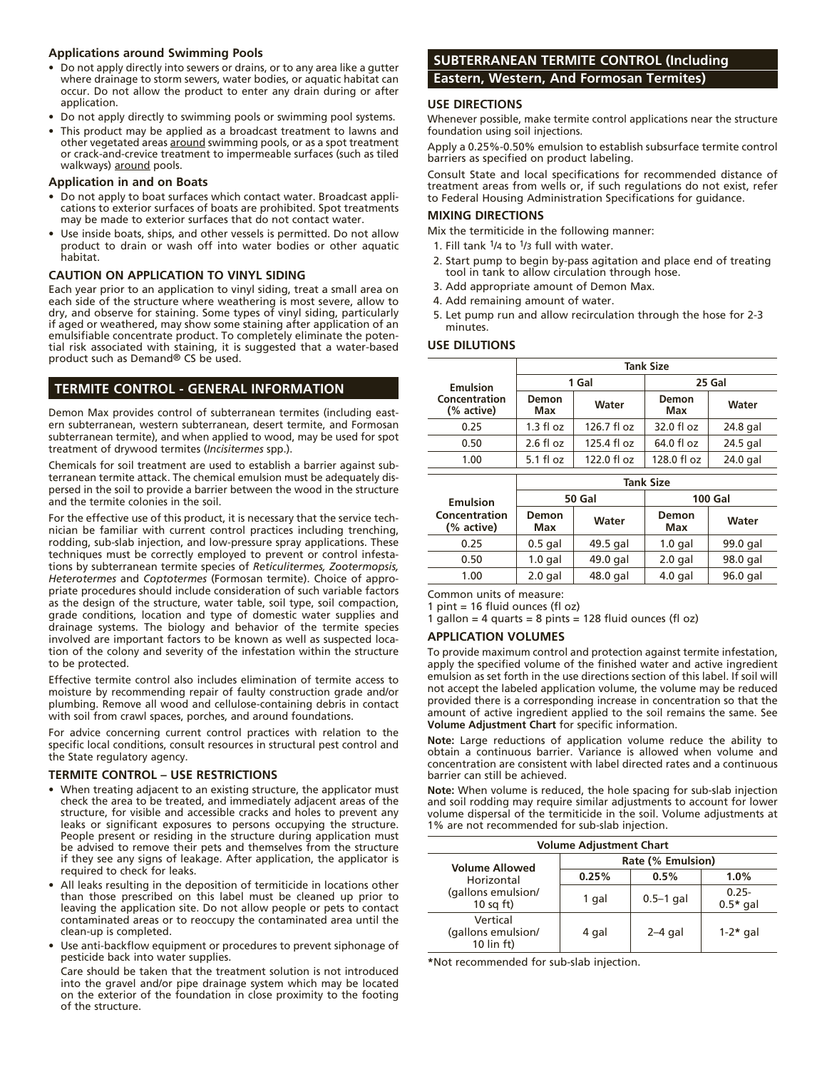#### Applications around Swimming Pools

- Do not apply directly into sewers or drains, or to any area like a gutter where drainage to storm sewers, water bodies, or aquatic habitat can occur. Do not allow the product to enter any drain during or after application.
- Do not apply directly to swimming pools or swimming pool systems.
- This product may be applied as a broadcast treatment to lawns and other vegetated areas around swimming pools, or as a spot treatment or crack-and-crevice treatment to impermeable surfaces (such as tiled walkways) around pools.

#### Application in and on Boats

- Do not apply to boat surfaces which contact water. Broadcast applications to exterior surfaces of boats are prohibited. Spot treatments may be made to exterior surfaces that do not contact water.
- Use inside boats, ships, and other vessels is permitted. Do not allow product to drain or wash off into water bodies or other aquatic habitat.

#### CAUTION ON APPLICATION TO VINYL SIDING

Each year prior to an application to vinyl siding, treat a small area on each side of the structure where weathering is most severe, allow to dry, and observe for staining. Some types of vinyl siding, particularly if aged or weathered, may show some staining after application of an emulsifiable concentrate product. To completely eliminate the potential risk associated with staining, it is suggested that a water-based product such as Demand® CS be used.

## TERMITE CONTROL - GENERAL INFORMATION

Demon Max provides control of subterranean termites (including eastern subterranean, western subterranean, desert termite, and Formosan subterranean termite), and when applied to wood, may be used for spot treatment of drywood termites (*Incisitermes* spp.).

Chemicals for soil treatment are used to establish a barrier against subterranean termite attack. The chemical emulsion must be adequately dispersed in the soil to provide a barrier between the wood in the structure and the termite colonies in the soil.

For the effective use of this product, it is necessary that the service technician be familiar with current control practices including trenching, rodding, sub-slab injection, and low-pressure spray applications. These techniques must be correctly employed to prevent or control infestations by subterranean termite species of *Reticulitermes, Zootermopsis, Heterotermes* and *Coptotermes* (Formosan termite). Choice of appropriate procedures should include consideration of such variable factors as the design of the structure, water table, soil type, soil compaction, grade conditions, location and type of domestic water supplies and drainage systems. The biology and behavior of the termite species involved are important factors to be known as well as suspected location of the colony and severity of the infestation within the structure to be protected.

Effective termite control also includes elimination of termite access to moisture by recommending repair of faulty construction grade and/or plumbing. Remove all wood and cellulose-containing debris in contact with soil from crawl spaces, porches, and around foundations.

For advice concerning current control practices with relation to the specific local conditions, consult resources in structural pest control and the State regulatory agency.

#### TERMITE CONTROL – USE RESTRICTIONS

- When treating adjacent to an existing structure, the applicator must check the area to be treated, and immediately adjacent areas of the structure, for visible and accessible cracks and holes to prevent any leaks or significant exposures to persons occupying the structure. People present or residing in the structure during application must be advised to remove their pets and themselves from the structure if they see any signs of leakage. After application, the applicator is required to check for leaks.
- All leaks resulting in the deposition of termiticide in locations other than those prescribed on this label must be cleaned up prior to leaving the application site. Do not allow people or pets to contact contaminated areas or to reoccupy the contaminated area until the clean-up is completed.
- Use anti-backflow equipment or procedures to prevent siphonage of pesticide back into water supplies.

  Care should be taken that the treatment solution is not introduced into the gravel and/or pipe drainage system which may be located on the exterior of the foundation in close proximity to the footing of the structure.

## SUBTERRANEAN TERMITE CONTROL (Including Eastern, Western, And Formosan Termites)

#### USE DIRECTIONS

Whenever possible, make termite control applications near the structure foundation using soil injections.

Apply a 0.25%-0.50% emulsion to establish subsurface termite control barriers as specified on product labeling.

Consult State and local specifications for recommended distance of treatment areas from wells or, if such regulations do not exist, refer to Federal Housing Administration Specifications for guidance.

#### MIXING DIRECTIONS

Mix the termiticide in the following manner:

1. Fill tank 1/4 to 1/3 full with water.
2. Start pump to begin by-pass agitation and place end of treating tool in tank to allow circulation through hose.
3. Add appropriate amount of Demon Max.
4. Add remaining amount of water.
5. Let pump run and allow recirculation through the hose for 2-3 minutes.

#### USE DILUTIONS

| Emulsion Concentration (% active) | Tank Size | | | |
|---|---|---|---|---|
| | 1 Gal | | 25 Gal | |
| | Demon Max | Water | Demon Max | Water |
| 0.25 | 1.3 fl oz | 126.7 fl oz | 32.0 fl oz | 24.8 gal |
| 0.50 | 2.6 fl oz | 125.4 fl oz | 64.0 fl oz | 24.5 gal |
| 1.00 | 5.1 fl oz | 122.0 fl oz | 128.0 fl oz | 24.0 gal |

| Emulsion Concentration (% active) | Tank Size | | | |
|---|---|---|---|---|
| | 50 Gal | | 100 Gal | |
| | Demon Max | Water | Demon Max | Water |
| 0.25 | 0.5 gal | 49.5 gal | 1.0 gal | 99.0 gal |
| 0.50 | 1.0 gal | 49.0 gal | 2.0 gal | 98.0 gal |
| 1.00 | 2.0 gal | 48.0 gal | 4.0 gal | 96.0 gal |

Common units of measure:
1 pint = 16 fluid ounces (fl oz)
1 gallon = 4 quarts = 8 pints = 128 fluid ounces (fl oz)

#### APPLICATION VOLUMES

To provide maximum control and protection against termite infestation, apply the specified volume of the finished water and active ingredient emulsion as set forth in the use directions section of this label. If soil will not accept the labeled application volume, the volume may be reduced provided there is a corresponding increase in concentration so that the amount of active ingredient applied to the soil remains the same. See **Volume Adjustment Chart** for specific information.

**Note:** Large reductions of application volume reduce the ability to obtain a continuous barrier. Variance is allowed when volume and concentration are consistent with label directed rates and a continuous barrier can still be achieved.

**Note:** When volume is reduced, the hole spacing for sub-slab injection and soil rodding may require similar adjustments to account for lower volume dispersal of the termiticide in the soil. Volume adjustments at 1% are not recommended for sub-slab injection.

| Volume Adjustment Chart | | | |
|---|---|---|---|
| Volume Allowed | Rate (% Emulsion) | | |
| | 0.25% | 0.5% | 1.0% |
| Horizontal (gallons emulsion/ 10 sq ft) | 1 gal | 0.5–1 gal | 0.25-0.5* gal |
| Vertical (gallons emulsion/ 10 lin ft) | 4 gal | 2–4 gal | 1-2* gal |

*Not recommended for sub-slab injection.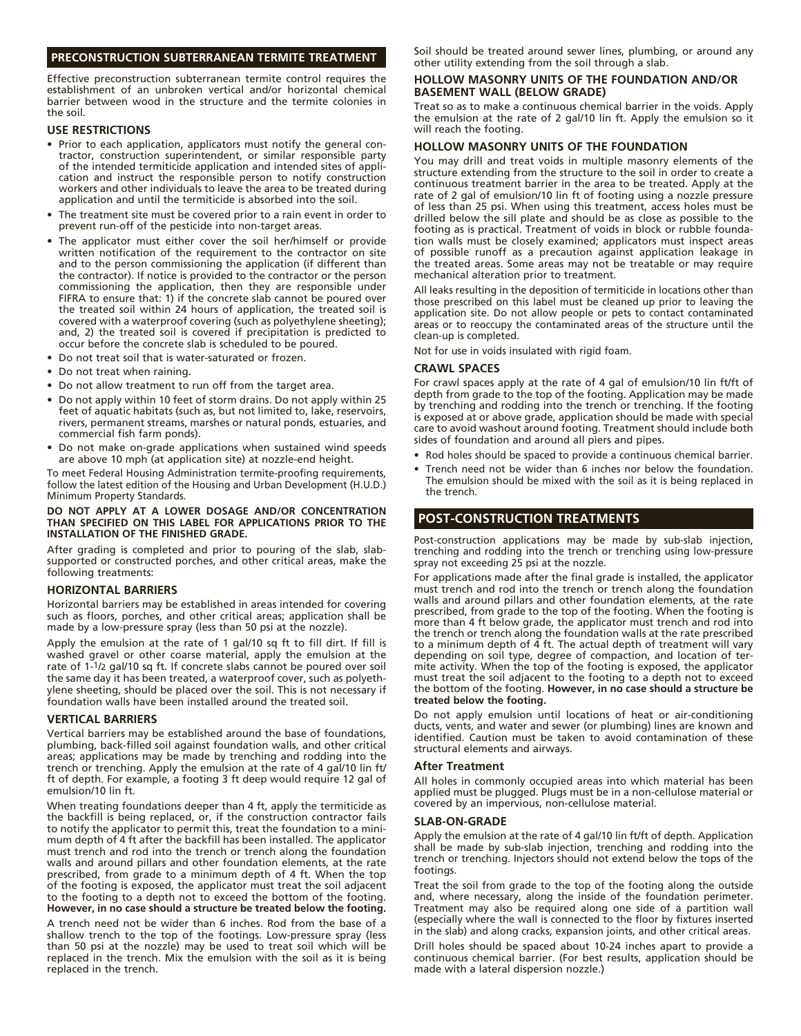## PRECONSTRUCTION SUBTERRANEAN TERMITE TREATMENT

Effective preconstruction subterranean termite control requires the establishment of an unbroken vertical and/or horizontal chemical barrier between wood in the structure and the termite colonies in the soil.

### USE RESTRICTIONS

- Prior to each application, applicators must notify the general contractor, construction superintendent, or similar responsible party of the intended termiticide application and intended sites of application and instruct the responsible person to notify construction workers and other individuals to leave the area to be treated during application and until the termiticide is absorbed into the soil.
- The treatment site must be covered prior to a rain event in order to prevent run-off of the pesticide into non-target areas.
- The applicator must either cover the soil her/himself or provide written notification of the requirement to the contractor on site and to the person commissioning the application (if different than the contractor). If notice is provided to the contractor or the person commissioning the application, then they are responsible under FIFRA to ensure that: 1) if the concrete slab cannot be poured over the treated soil within 24 hours of application, the treated soil is covered with a waterproof covering (such as polyethylene sheeting); and, 2) the treated soil is covered if precipitation is predicted to occur before the concrete slab is scheduled to be poured.
- Do not treat soil that is water-saturated or frozen.
- Do not treat when raining.
- Do not allow treatment to run off from the target area.
- Do not apply within 10 feet of storm drains. Do not apply within 25 feet of aquatic habitats (such as, but not limited to, lake, reservoirs, rivers, permanent streams, marshes or natural ponds, estuaries, and commercial fish farm ponds).
- Do not make on-grade applications when sustained wind speeds are above 10 mph (at application site) at nozzle-end height.

To meet Federal Housing Administration termite-proofing requirements, follow the latest edition of the Housing and Urban Development (H.U.D.) Minimum Property Standards.

**DO NOT APPLY AT A LOWER DOSAGE AND/OR CONCENTRATION THAN SPECIFIED ON THIS LABEL FOR APPLICATIONS PRIOR TO THE INSTALLATION OF THE FINISHED GRADE.**

After grading is completed and prior to pouring of the slab, slab-supported or constructed porches, and other critical areas, make the following treatments:

### HORIZONTAL BARRIERS

Horizontal barriers may be established in areas intended for covering such as floors, porches, and other critical areas; application shall be made by a low-pressure spray (less than 50 psi at the nozzle).

Apply the emulsion at the rate of 1 gal/10 sq ft to fill dirt. If fill is washed gravel or other coarse material, apply the emulsion at the rate of 1-1/2 gal/10 sq ft. If concrete slabs cannot be poured over soil the same day it has been treated, a waterproof cover, such as polyethylene sheeting, should be placed over the soil. This is not necessary if foundation walls have been installed around the treated soil.

### VERTICAL BARRIERS

Vertical barriers may be established around the base of foundations, plumbing, back-filled soil against foundation walls, and other critical areas; applications may be made by trenching and rodding into the trench or trenching. Apply the emulsion at the rate of 4 gal/10 lin ft/ft of depth. For example, a footing 3 ft deep would require 12 gal of emulsion/10 lin ft.

When treating foundations deeper than 4 ft, apply the termiticide as the backfill is being replaced, or, if the construction contractor fails to notify the applicator to permit this, treat the foundation to a minimum depth of 4 ft after the backfill has been installed. The applicator must trench and rod into the trench or trench along the foundation walls and around pillars and other foundation elements, at the rate prescribed, from grade to a minimum depth of 4 ft. When the top of the footing is exposed, the applicator must treat the soil adjacent to the footing to a depth not to exceed the bottom of the footing. **However, in no case should a structure be treated below the footing.**

A trench need not be wider than 6 inches. Rod from the base of a shallow trench to the top of the footings. Low-pressure spray (less than 50 psi at the nozzle) may be used to treat soil which will be replaced in the trench. Mix the emulsion with the soil as it is being replaced in the trench.

Soil should be treated around sewer lines, plumbing, or around any other utility extending from the soil through a slab.

### HOLLOW MASONRY UNITS OF THE FOUNDATION AND/OR BASEMENT WALL (BELOW GRADE)

Treat so as to make a continuous chemical barrier in the voids. Apply the emulsion at the rate of 2 gal/10 lin ft. Apply the emulsion so it will reach the footing.

### HOLLOW MASONRY UNITS OF THE FOUNDATION

You may drill and treat voids in multiple masonry elements of the structure extending from the structure to the soil in order to create a continuous treatment barrier in the area to be treated. Apply at the rate of 2 gal of emulsion/10 lin ft of footing using a nozzle pressure of less than 25 psi. When using this treatment, access holes must be drilled below the sill plate and should be as close as possible to the footing as is practical. Treatment of voids in block or rubble foundation walls must be closely examined; applicators must inspect areas of possible runoff as a precaution against application leakage in the treated areas. Some areas may not be treatable or may require mechanical alteration prior to treatment.

All leaks resulting in the deposition of termiticide in locations other than those prescribed on this label must be cleaned up prior to leaving the application site. Do not allow people or pets to contact contaminated areas or to reoccupy the contaminated areas of the structure until the clean-up is completed.

Not for use in voids insulated with rigid foam.

### CRAWL SPACES

For crawl spaces apply at the rate of 4 gal of emulsion/10 lin ft/ft of depth from grade to the top of the footing. Application may be made by trenching and rodding into the trench or trenching. If the footing is exposed at or above grade, application should be made with special care to avoid washout around footing. Treatment should include both sides of foundation and around all piers and pipes.

- Rod holes should be spaced to provide a continuous chemical barrier.
- Trench need not be wider than 6 inches nor below the foundation. The emulsion should be mixed with the soil as it is being replaced in the trench.

## POST-CONSTRUCTION TREATMENTS

Post-construction applications may be made by sub-slab injection, trenching and rodding into the trench or trenching using low-pressure spray not exceeding 25 psi at the nozzle.

For applications made after the final grade is installed, the applicator must trench and rod into the trench or trench along the foundation walls and around pillars and other foundation elements, at the rate prescribed, from grade to the top of the footing. When the footing is more than 4 ft below grade, the applicator must trench and rod into the trench or trench along the foundation walls at the rate prescribed to a minimum depth of 4 ft. The actual depth of treatment will vary depending on soil type, degree of compaction, and location of termite activity. When the top of the footing is exposed, the applicator must treat the soil adjacent to the footing to a depth not to exceed the bottom of the footing. **However, in no case should a structure be treated below the footing.**

Do not apply emulsion until locations of heat or air-conditioning ducts, vents, and water and sewer (or plumbing) lines are known and identified. Caution must be taken to avoid contamination of these structural elements and airways.

#### After Treatment

All holes in commonly occupied areas into which material has been applied must be plugged. Plugs must be in a non-cellulose material or covered by an impervious, non-cellulose material.

### SLAB-ON-GRADE

Apply the emulsion at the rate of 4 gal/10 lin ft/ft of depth. Application shall be made by sub-slab injection, trenching and rodding into the trench or trenching. Injectors should not extend below the tops of the footings.

Treat the soil from grade to the top of the footing along the outside and, where necessary, along the inside of the foundation perimeter. Treatment may also be required along one side of a partition wall (especially where the wall is connected to the floor by fixtures inserted in the slab) and along cracks, expansion joints, and other critical areas.

Drill holes should be spaced about 10-24 inches apart to provide a continuous chemical barrier. (For best results, application should be made with a lateral dispersion nozzle.)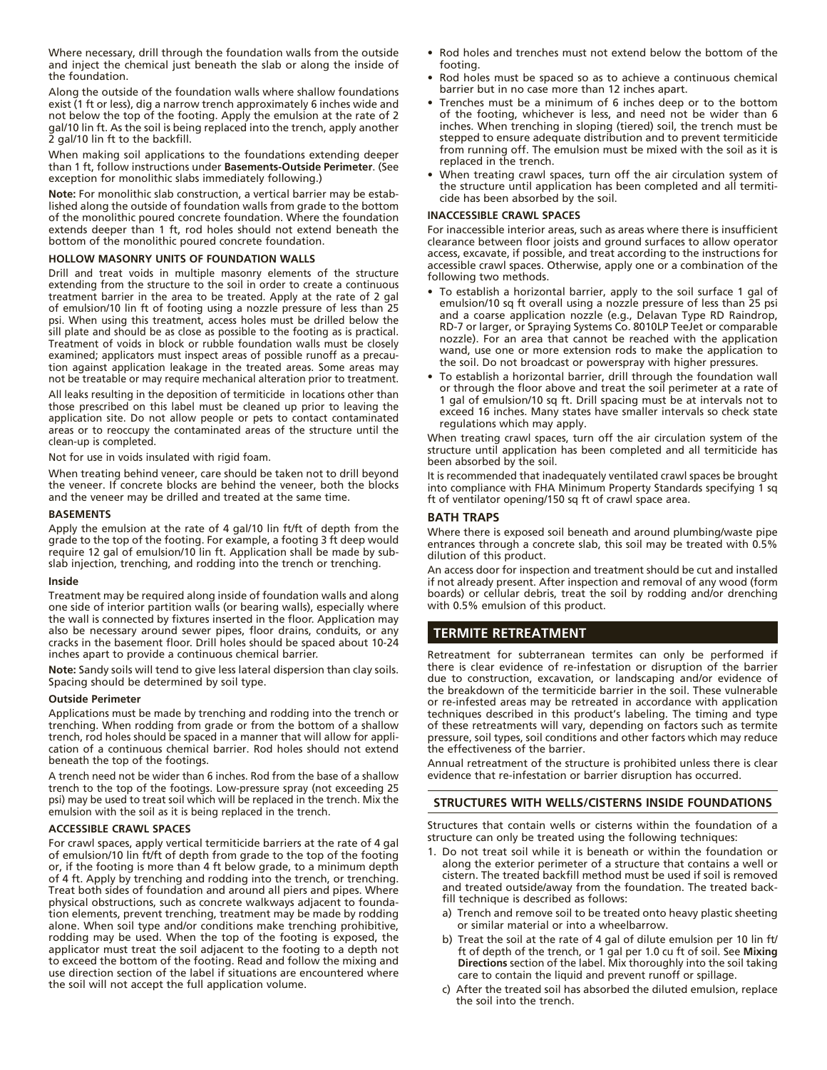Where necessary, drill through the foundation walls from the outside and inject the chemical just beneath the slab or along the inside of the foundation.

Along the outside of the foundation walls where shallow foundations exist (1 ft or less), dig a narrow trench approximately 6 inches wide and not below the top of the footing. Apply the emulsion at the rate of 2 gal/10 lin ft. As the soil is being replaced into the trench, apply another 2 gal/10 lin ft to the backfill.

When making soil applications to the foundations extending deeper than 1 ft, follow instructions under **Basements-Outside Perimeter**. (See exception for monolithic slabs immediately following.)

**Note:** For monolithic slab construction, a vertical barrier may be established along the outside of foundation walls from grade to the bottom of the monolithic poured concrete foundation. Where the foundation extends deeper than 1 ft, rod holes should not extend beneath the bottom of the monolithic poured concrete foundation.

#### HOLLOW MASONRY UNITS OF FOUNDATION WALLS

Drill and treat voids in multiple masonry elements of the structure extending from the structure to the soil in order to create a continuous treatment barrier in the area to be treated. Apply at the rate of 2 gal of emulsion/10 lin ft of footing using a nozzle pressure of less than 25 psi. When using this treatment, access holes must be drilled below the sill plate and should be as close as possible to the footing as is practical. Treatment of voids in block or rubble foundation walls must be closely examined; applicators must inspect areas of possible runoff as a precaution against application leakage in the treated areas. Some areas may not be treatable or may require mechanical alteration prior to treatment.

All leaks resulting in the deposition of termiticide in locations other than those prescribed on this label must be cleaned up prior to leaving the application site. Do not allow people or pets to contact contaminated areas or to reoccupy the contaminated areas of the structure until the clean-up is completed.

Not for use in voids insulated with rigid foam.

When treating behind veneer, care should be taken not to drill beyond the veneer. If concrete blocks are behind the veneer, both the blocks and the veneer may be drilled and treated at the same time.

#### BASEMENTS

Apply the emulsion at the rate of 4 gal/10 lin ft/ft of depth from the grade to the top of the footing. For example, a footing 3 ft deep would require 12 gal of emulsion/10 lin ft. Application shall be made by sub-slab injection, trenching, and rodding into the trench or trenching.

##### Inside

Treatment may be required along inside of foundation walls and along one side of interior partition walls (or bearing walls), especially where the wall is connected by fixtures inserted in the floor. Application may also be necessary around sewer pipes, floor drains, conduits, or any cracks in the basement floor. Drill holes should be spaced about 10-24 inches apart to provide a continuous chemical barrier.

**Note:** Sandy soils will tend to give less lateral dispersion than clay soils. Spacing should be determined by soil type.

##### Outside Perimeter

Applications must be made by trenching and rodding into the trench or trenching. When rodding from grade or from the bottom of a shallow trench, rod holes should be spaced in a manner that will allow for application of a continuous chemical barrier. Rod holes should not extend beneath the top of the footings.

A trench need not be wider than 6 inches. Rod from the base of a shallow trench to the top of the footings. Low-pressure spray (not exceeding 25 psi) may be used to treat soil which will be replaced in the trench. Mix the emulsion with the soil as it is being replaced in the trench.

#### ACCESSIBLE CRAWL SPACES

For crawl spaces, apply vertical termiticide barriers at the rate of 4 gal of emulsion/10 lin ft/ft of depth from grade to the top of the footing or, if the footing is more than 4 ft below grade, to a minimum depth of 4 ft. Apply by trenching and rodding into the trench, or trenching. Treat both sides of foundation and around all piers and pipes. Where physical obstructions, such as concrete walkways adjacent to foundation elements, prevent trenching, treatment may be made by rodding alone. When soil type and/or conditions make trenching prohibitive, rodding may be used. When the top of the footing is exposed, the applicator must treat the soil adjacent to the footing to a depth not to exceed the bottom of the footing. Read and follow the mixing and use direction section of the label if situations are encountered where the soil will not accept the full application volume.

- Rod holes and trenches must not extend below the bottom of the footing.
- Rod holes must be spaced so as to achieve a continuous chemical barrier but in no case more than 12 inches apart.
- Trenches must be a minimum of 6 inches deep or to the bottom of the footing, whichever is less, and need not be wider than 6 inches. When trenching in sloping (tiered) soil, the trench must be stepped to ensure adequate distribution and to prevent termiticide from running off. The emulsion must be mixed with the soil as it is replaced in the trench.
- When treating crawl spaces, turn off the air circulation system of the structure until application has been completed and all termiticide has been absorbed by the soil.

#### INACCESSIBLE CRAWL SPACES

For inaccessible interior areas, such as areas where there is insufficient clearance between floor joists and ground surfaces to allow operator access, excavate, if possible, and treat according to the instructions for accessible crawl spaces. Otherwise, apply one or a combination of the following two methods.

- To establish a horizontal barrier, apply to the soil surface 1 gal of emulsion/10 sq ft overall using a nozzle pressure of less than 25 psi and a coarse application nozzle (e.g., Delavan Type RD Raindrop, RD-7 or larger, or Spraying Systems Co. 8010LP TeeJet or comparable nozzle). For an area that cannot be reached with the application wand, use one or more extension rods to make the application to the soil. Do not broadcast or powerspray with higher pressures.
- To establish a horizontal barrier, drill through the foundation wall or through the floor above and treat the soil perimeter at a rate of 1 gal of emulsion/10 sq ft. Drill spacing must be at intervals not to exceed 16 inches. Many states have smaller intervals so check state regulations which may apply.

When treating crawl spaces, turn off the air circulation system of the structure until application has been completed and all termiticide has been absorbed by the soil.

It is recommended that inadequately ventilated crawl spaces be brought into compliance with FHA Minimum Property Standards specifying 1 sq ft of ventilator opening/150 sq ft of crawl space area.

### BATH TRAPS

Where there is exposed soil beneath and around plumbing/waste pipe entrances through a concrete slab, this soil may be treated with 0.5% dilution of this product.

An access door for inspection and treatment should be cut and installed if not already present. After inspection and removal of any wood (form boards) or cellular debris, treat the soil by rodding and/or drenching with 0.5% emulsion of this product.

## TERMITE RETREATMENT

Retreatment for subterranean termites can only be performed if there is clear evidence of re-infestation or disruption of the barrier due to construction, excavation, or landscaping and/or evidence of the breakdown of the termiticide barrier in the soil. These vulnerable or re-infested areas may be retreated in accordance with application techniques described in this product's labeling. The timing and type of these retreatments will vary, depending on factors such as termite pressure, soil types, soil conditions and other factors which may reduce the effectiveness of the barrier.

Annual retreatment of the structure is prohibited unless there is clear evidence that re-infestation or barrier disruption has occurred.

### STRUCTURES WITH WELLS/CISTERNS INSIDE FOUNDATIONS

Structures that contain wells or cisterns within the foundation of a structure can only be treated using the following techniques:

1. Do not treat soil while it is beneath or within the foundation or along the exterior perimeter of a structure that contains a well or cistern. The treated backfill method must be used if soil is removed and treated outside/away from the foundation. The treated backfill technique is described as follows:
   a) Trench and remove soil to be treated onto heavy plastic sheeting or similar material or into a wheelbarrow.
   b) Treat the soil at the rate of 4 gal of dilute emulsion per 10 lin ft/ft of depth of the trench, or 1 gal per 1.0 cu ft of soil. See **Mixing Directions** section of the label. Mix thoroughly into the soil taking care to contain the liquid and prevent runoff or spillage.
   c) After the treated soil has absorbed the diluted emulsion, replace the soil into the trench.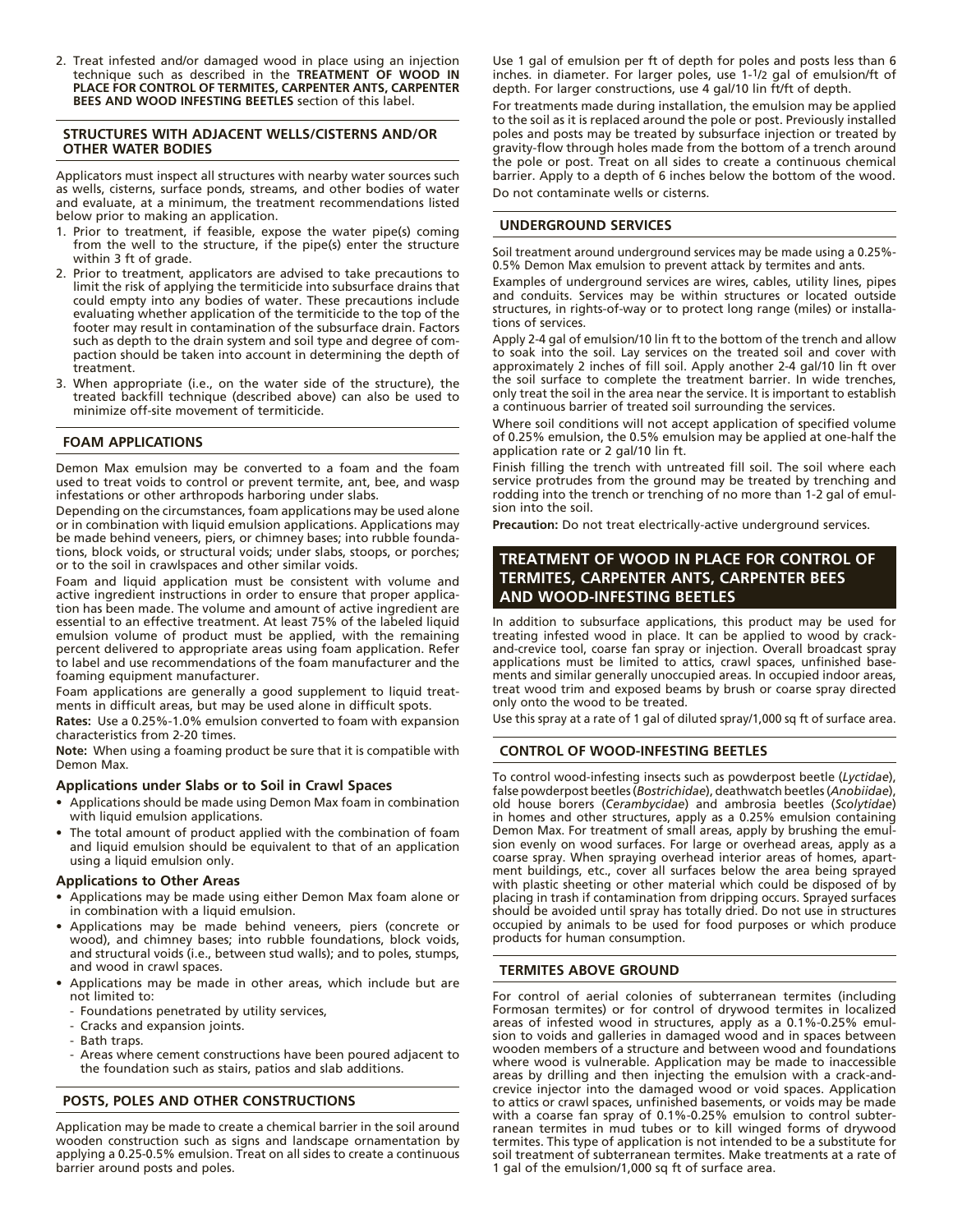2. Treat infested and/or damaged wood in place using an injection technique such as described in the **TREATMENT OF WOOD IN PLACE FOR CONTROL OF TERMITES, CARPENTER ANTS, CARPENTER BEES AND WOOD INFESTING BEETLES** section of this label.

## STRUCTURES WITH ADJACENT WELLS/CISTERNS AND/OR OTHER WATER BODIES

Applicators must inspect all structures with nearby water sources such as wells, cisterns, surface ponds, streams, and other bodies of water and evaluate, at a minimum, the treatment recommendations listed below prior to making an application.

1. Prior to treatment, if feasible, expose the water pipe(s) coming from the well to the structure, if the pipe(s) enter the structure within 3 ft of grade.
2. Prior to treatment, applicators are advised to take precautions to limit the risk of applying the termiticide into subsurface drains that could empty into any bodies of water. These precautions include evaluating whether application of the termiticide to the top of the footer may result in contamination of the subsurface drain. Factors such as depth to the drain system and soil type and degree of compaction should be taken into account in determining the depth of treatment.
3. When appropriate (i.e., on the water side of the structure), the treated backfill technique (described above) can also be used to minimize off-site movement of termiticide.

## FOAM APPLICATIONS

Demon Max emulsion may be converted to a foam and the foam used to treat voids to control or prevent termite, ant, bee, and wasp infestations or other arthropods harboring under slabs.

Depending on the circumstances, foam applications may be used alone or in combination with liquid emulsion applications. Applications may be made behind veneers, piers, or chimney bases; into rubble foundations, block voids, or structural voids; under slabs, stoops, or porches; or to the soil in crawlspaces and other similar voids.

Foam and liquid application must be consistent with volume and active ingredient instructions in order to ensure that proper application has been made. The volume and amount of active ingredient are essential to an effective treatment. At least 75% of the labeled liquid emulsion volume of product must be applied, with the remaining percent delivered to appropriate areas using foam application. Refer to label and use recommendations of the foam manufacturer and the foaming equipment manufacturer.

Foam applications are generally a good supplement to liquid treatments in difficult areas, but may be used alone in difficult spots.

**Rates:** Use a 0.25%-1.0% emulsion converted to foam with expansion characteristics from 2-20 times.

**Note:** When using a foaming product be sure that it is compatible with Demon Max.

### Applications under Slabs or to Soil in Crawl Spaces

- Applications should be made using Demon Max foam in combination with liquid emulsion applications.
- The total amount of product applied with the combination of foam and liquid emulsion should be equivalent to that of an application using a liquid emulsion only.

### Applications to Other Areas

- Applications may be made using either Demon Max foam alone or in combination with a liquid emulsion.
- Applications may be made behind veneers, piers (concrete or wood), and chimney bases; into rubble foundations, block voids, and structural voids (i.e., between stud walls); and to poles, stumps, and wood in crawl spaces.
- Applications may be made in other areas, which include but are not limited to:
  - Foundations penetrated by utility services,
  - Cracks and expansion joints.
  - Bath traps.
  - Areas where cement constructions have been poured adjacent to the foundation such as stairs, patios and slab additions.

## POSTS, POLES AND OTHER CONSTRUCTIONS

Application may be made to create a chemical barrier in the soil around wooden construction such as signs and landscape ornamentation by applying a 0.25-0.5% emulsion. Treat on all sides to create a continuous barrier around posts and poles.

Use 1 gal of emulsion per ft of depth for poles and posts less than 6 inches. in diameter. For larger poles, use 1-1/2 gal of emulsion/ft of depth. For larger constructions, use 4 gal/10 lin ft/ft of depth.

For treatments made during installation, the emulsion may be applied to the soil as it is replaced around the pole or post. Previously installed poles and posts may be treated by subsurface injection or treated by gravity-flow through holes made from the bottom of a trench around the pole or post. Treat on all sides to create a continuous chemical barrier. Apply to a depth of 6 inches below the bottom of the wood.

Do not contaminate wells or cisterns.

## UNDERGROUND SERVICES

Soil treatment around underground services may be made using a 0.25%-0.5% Demon Max emulsion to prevent attack by termites and ants.

Examples of underground services are wires, cables, utility lines, pipes and conduits. Services may be within structures or located outside structures, in rights-of-way or to protect long range (miles) or installations of services.

Apply 2-4 gal of emulsion/10 lin ft to the bottom of the trench and allow to soak into the soil. Lay services on the treated soil and cover with approximately 2 inches of fill soil. Apply another 2-4 gal/10 lin ft over the soil surface to complete the treatment barrier. In wide trenches, only treat the soil in the area near the service. It is important to establish a continuous barrier of treated soil surrounding the services.

Where soil conditions will not accept application of specified volume of 0.25% emulsion, the 0.5% emulsion may be applied at one-half the application rate or 2 gal/10 lin ft.

Finish filling the trench with untreated fill soil. The soil where each service protrudes from the ground may be treated by trenching and rodding into the trench or trenching of no more than 1-2 gal of emulsion into the soil.

**Precaution:** Do not treat electrically-active underground services.

# TREATMENT OF WOOD IN PLACE FOR CONTROL OF TERMITES, CARPENTER ANTS, CARPENTER BEES AND WOOD-INFESTING BEETLES

In addition to subsurface applications, this product may be used for treating infested wood in place. It can be applied to wood by crack-and-crevice tool, coarse fan spray or injection. Overall broadcast spray applications must be limited to attics, crawl spaces, unfinished basements and similar generally unoccupied areas. In occupied indoor areas, treat wood trim and exposed beams by brush or coarse spray directed only onto the wood to be treated.

Use this spray at a rate of 1 gal of diluted spray/1,000 sq ft of surface area.

## CONTROL OF WOOD-INFESTING BEETLES

To control wood-infesting insects such as powderpost beetle (*Lyctidae*), false powderpost beetles (*Bostrichidae*), deathwatch beetles (*Anobiidae*), old house borers (*Cerambycidae*) and ambrosia beetles (*Scolytidae*) in homes and other structures, apply as a 0.25% emulsion containing Demon Max. For treatment of small areas, apply by brushing the emulsion evenly on wood surfaces. For large or overhead areas, apply as a coarse spray. When spraying overhead interior areas of homes, apartment buildings, etc., cover all surfaces below the area being sprayed with plastic sheeting or other material which could be disposed of by placing in trash if contamination from dripping occurs. Sprayed surfaces should be avoided until spray has totally dried. Do not use in structures occupied by animals to be used for food purposes or which produce products for human consumption.

## TERMITES ABOVE GROUND

For control of aerial colonies of subterranean termites (including Formosan termites) or for control of drywood termites in localized areas of infested wood in structures, apply as a 0.1%-0.25% emulsion to voids and galleries in damaged wood and in spaces between wooden members of a structure and between wood and foundations where wood is vulnerable. Application may be made to inaccessible areas by drilling and then injecting the emulsion with a crack-and-crevice injector into the damaged wood or void spaces. Application to attics or crawl spaces, unfinished basements, or voids may be made with a coarse fan spray of 0.1%-0.25% emulsion to control subterranean termites in mud tubes or to kill winged forms of drywood termites. This type of application is not intended to be a substitute for soil treatment of subterranean termites. Make treatments at a rate of 1 gal of the emulsion/1,000 sq ft of surface area.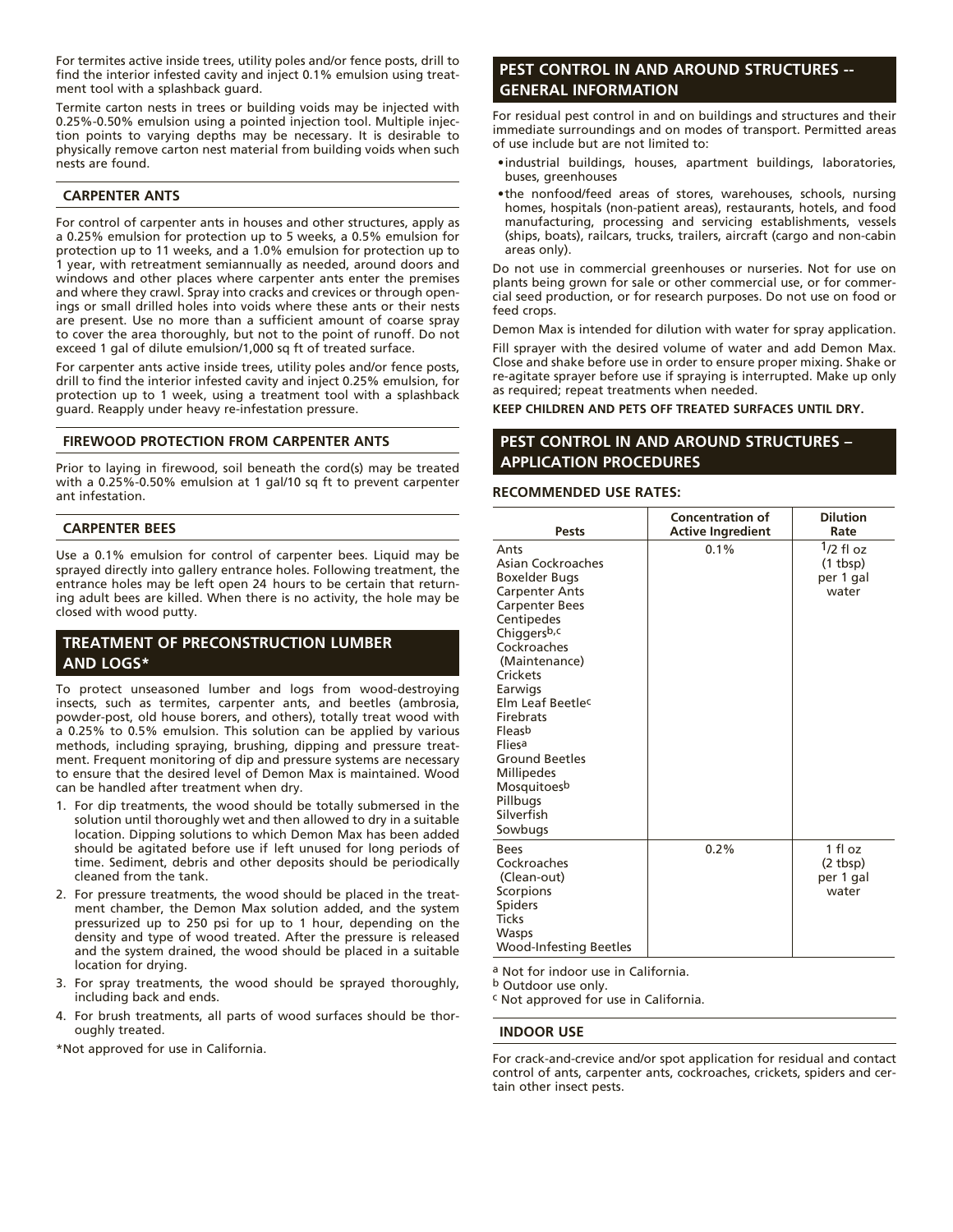For termites active inside trees, utility poles and/or fence posts, drill to find the interior infested cavity and inject 0.1% emulsion using treatment tool with a splashback guard.

Termite carton nests in trees or building voids may be injected with 0.25%-0.50% emulsion using a pointed injection tool. Multiple injection points to varying depths may be necessary. It is desirable to physically remove carton nest material from building voids when such nests are found.

### CARPENTER ANTS

For control of carpenter ants in houses and other structures, apply as a 0.25% emulsion for protection up to 5 weeks, a 0.5% emulsion for protection up to 11 weeks, and a 1.0% emulsion for protection up to 1 year, with retreatment semiannually as needed, around doors and windows and other places where carpenter ants enter the premises and where they crawl. Spray into cracks and crevices or through openings or small drilled holes into voids where these ants or their nests are present. Use no more than a sufficient amount of coarse spray to cover the area thoroughly, but not to the point of runoff. Do not exceed 1 gal of dilute emulsion/1,000 sq ft of treated surface.

For carpenter ants active inside trees, utility poles and/or fence posts, drill to find the interior infested cavity and inject 0.25% emulsion, for protection up to 1 week, using a treatment tool with a splashback guard. Reapply under heavy re-infestation pressure.

### FIREWOOD PROTECTION FROM CARPENTER ANTS

Prior to laying in firewood, soil beneath the cord(s) may be treated with a 0.25%-0.50% emulsion at 1 gal/10 sq ft to prevent carpenter ant infestation.

### CARPENTER BEES

Use a 0.1% emulsion for control of carpenter bees. Liquid may be sprayed directly into gallery entrance holes. Following treatment, the entrance holes may be left open 24 hours to be certain that returning adult bees are killed. When there is no activity, the hole may be closed with wood putty.

## TREATMENT OF PRECONSTRUCTION LUMBER AND LOGS*

To protect unseasoned lumber and logs from wood-destroying insects, such as termites, carpenter ants, and beetles (ambrosia, powder-post, old house borers, and others), totally treat wood with a 0.25% to 0.5% emulsion. This solution can be applied by various methods, including spraying, brushing, dipping and pressure treatment. Frequent monitoring of dip and pressure systems are necessary to ensure that the desired level of Demon Max is maintained. Wood can be handled after treatment when dry.

1. For dip treatments, the wood should be totally submersed in the solution until thoroughly wet and then allowed to dry in a suitable location. Dipping solutions to which Demon Max has been added should be agitated before use if left unused for long periods of time. Sediment, debris and other deposits should be periodically cleaned from the tank.
2. For pressure treatments, the wood should be placed in the treatment chamber, the Demon Max solution added, and the system pressurized up to 250 psi for up to 1 hour, depending on the density and type of wood treated. After the pressure is released and the system drained, the wood should be placed in a suitable location for drying.
3. For spray treatments, the wood should be sprayed thoroughly, including back and ends.
4. For brush treatments, all parts of wood surfaces should be thoroughly treated.

*Not approved for use in California.

## PEST CONTROL IN AND AROUND STRUCTURES -- GENERAL INFORMATION

For residual pest control in and on buildings and structures and their immediate surroundings and on modes of transport. Permitted areas of use include but are not limited to:

- industrial buildings, houses, apartment buildings, laboratories, buses, greenhouses
- the nonfood/feed areas of stores, warehouses, schools, nursing homes, hospitals (non-patient areas), restaurants, hotels, and food manufacturing, processing and servicing establishments, vessels (ships, boats), railcars, trucks, trailers, aircraft (cargo and non-cabin areas only).

Do not use in commercial greenhouses or nurseries. Not for use on plants being grown for sale or other commercial use, or for commercial seed production, or for research purposes. Do not use on food or feed crops.

Demon Max is intended for dilution with water for spray application.

Fill sprayer with the desired volume of water and add Demon Max. Close and shake before use in order to ensure proper mixing. Shake or re-agitate sprayer before use if spraying is interrupted. Make up only as required; repeat treatments when needed.

**KEEP CHILDREN AND PETS OFF TREATED SURFACES UNTIL DRY.**

## PEST CONTROL IN AND AROUND STRUCTURES – APPLICATION PROCEDURES

**RECOMMENDED USE RATES:**

| Pests | Concentration of Active Ingredient | Dilution Rate |
|---|---|---|
| Ants<br>Asian Cockroaches<br>Boxelder Bugs<br>Carpenter Ants<br>Carpenter Bees<br>Centipedes<br>Chiggers[b,c]<br>Cockroaches<br>(Maintenance)<br>Crickets<br>Earwigs<br>Elm Leaf Beetle[c]<br>Firebrats<br>Fleas[b]<br>Flies[a]<br>Ground Beetles<br>Millipedes<br>Mosquitoes[b]<br>Pillbugs<br>Silverfish<br>Sowbugs | 0.1% | 1/2 fl oz (1 tbsp) per 1 gal water |
| Bees<br>Cockroaches<br>(Clean-out)<br>Scorpions<br>Spiders<br>Ticks<br>Wasps<br>Wood-Infesting Beetles | 0.2% | 1 fl oz (2 tbsp) per 1 gal water |

[a] Not for indoor use in California.
[b] Outdoor use only.
[c] Not approved for use in California.

### INDOOR USE

For crack-and-crevice and/or spot application for residual and contact control of ants, carpenter ants, cockroaches, crickets, spiders and certain other insect pests.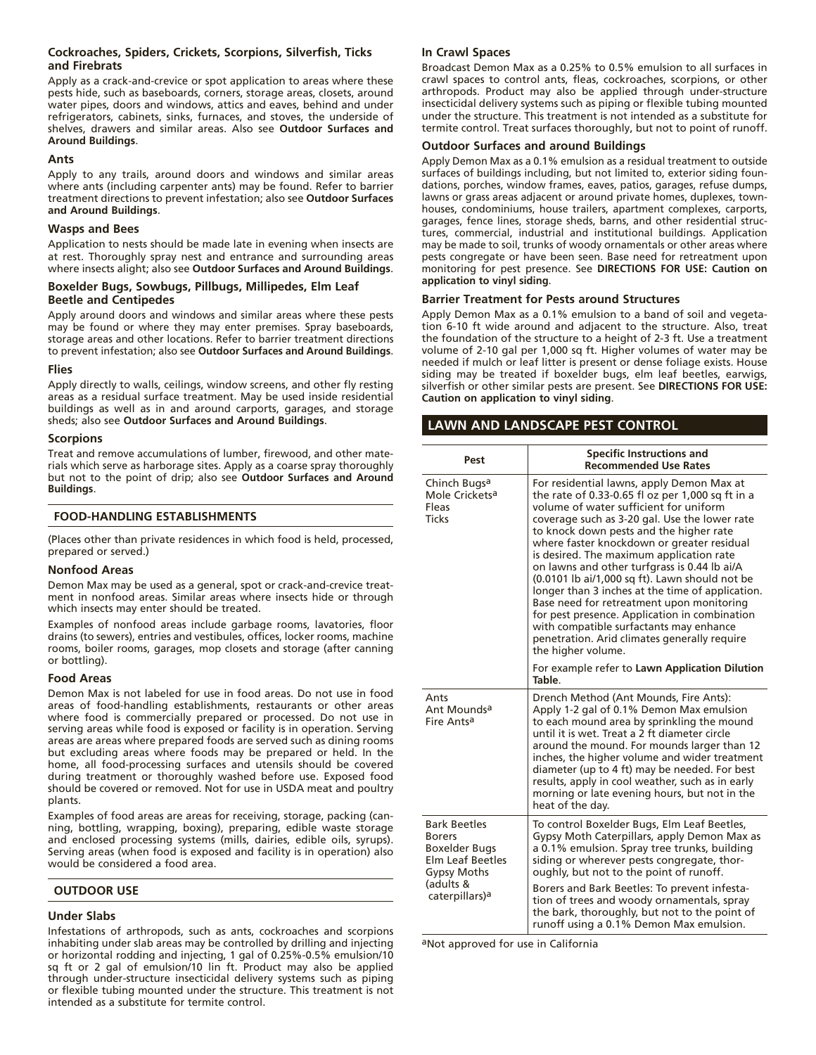### Cockroaches, Spiders, Crickets, Scorpions, Silverfish, Ticks and Firebrats

Apply as a crack-and-crevice or spot application to areas where these pests hide, such as baseboards, corners, storage areas, closets, around water pipes, doors and windows, attics and eaves, behind and under refrigerators, cabinets, sinks, furnaces, and stoves, the underside of shelves, drawers and similar areas. Also see **Outdoor Surfaces and Around Buildings**.

### Ants

Apply to any trails, around doors and windows and similar areas where ants (including carpenter ants) may be found. Refer to barrier treatment directions to prevent infestation; also see **Outdoor Surfaces and Around Buildings**.

### Wasps and Bees

Application to nests should be made late in evening when insects are at rest. Thoroughly spray nest and entrance and surrounding areas where insects alight; also see **Outdoor Surfaces and Around Buildings**.

### Boxelder Bugs, Sowbugs, Pillbugs, Millipedes, Elm Leaf Beetle and Centipedes

Apply around doors and windows and similar areas where these pests may be found or where they may enter premises. Spray baseboards, storage areas and other locations. Refer to barrier treatment directions to prevent infestation; also see **Outdoor Surfaces and Around Buildings**.

### Flies

Apply directly to walls, ceilings, window screens, and other fly resting areas as a residual surface treatment. May be used inside residential buildings as well as in and around carports, garages, and storage sheds; also see **Outdoor Surfaces and Around Buildings**.

### Scorpions

Treat and remove accumulations of lumber, firewood, and other materials which serve as harborage sites. Apply as a coarse spray thoroughly but not to the point of drip; also see **Outdoor Surfaces and Around Buildings**.

## FOOD-HANDLING ESTABLISHMENTS

(Places other than private residences in which food is held, processed, prepared or served.)

### Nonfood Areas

Demon Max may be used as a general, spot or crack-and-crevice treatment in nonfood areas. Similar areas where insects hide or through which insects may enter should be treated.

Examples of nonfood areas include garbage rooms, lavatories, floor drains (to sewers), entries and vestibules, offices, locker rooms, machine rooms, boiler rooms, garages, mop closets and storage (after canning or bottling).

### Food Areas

Demon Max is not labeled for use in food areas. Do not use in food areas of food-handling establishments, restaurants or other areas where food is commercially prepared or processed. Do not use in serving areas while food is exposed or facility is in operation. Serving areas are areas where prepared foods are served such as dining rooms but excluding areas where foods may be prepared or held. In the home, all food-processing surfaces and utensils should be covered during treatment or thoroughly washed before use. Exposed food should be covered or removed. Not for use in USDA meat and poultry plants.

Examples of food areas are areas for receiving, storage, packing (canning, bottling, wrapping, boxing), preparing, edible waste storage and enclosed processing systems (mills, dairies, edible oils, syrups). Serving areas (when food is exposed and facility is in operation) also would be considered a food area.

## OUTDOOR USE

### Under Slabs

Infestations of arthropods, such as ants, cockroaches and scorpions inhabiting under slab areas may be controlled by drilling and injecting or horizontal rodding and injecting, 1 gal of 0.25%-0.5% emulsion/10 sq ft or 2 gal of emulsion/10 lin ft. Product may also be applied through under-structure insecticidal delivery systems such as piping or flexible tubing mounted under the structure. This treatment is not intended as a substitute for termite control.

### In Crawl Spaces

Broadcast Demon Max as a 0.25% to 0.5% emulsion to all surfaces in crawl spaces to control ants, fleas, cockroaches, scorpions, or other arthropods. Product may also be applied through under-structure insecticidal delivery systems such as piping or flexible tubing mounted under the structure. This treatment is not intended as a substitute for termite control. Treat surfaces thoroughly, but not to point of runoff.

### Outdoor Surfaces and around Buildings

Apply Demon Max as a 0.1% emulsion as a residual treatment to outside surfaces of buildings including, but not limited to, exterior siding foundations, porches, window frames, eaves, patios, garages, refuse dumps, lawns or grass areas adjacent or around private homes, duplexes, townhouses, condominiums, house trailers, apartment complexes, carports, garages, fence lines, storage sheds, barns, and other residential structures, commercial, industrial and institutional buildings. Application may be made to soil, trunks of woody ornamentals or other areas where pests congregate or have been seen. Base need for retreatment upon monitoring for pest presence. See **DIRECTIONS FOR USE: Caution on application to vinyl siding**.

### Barrier Treatment for Pests around Structures

Apply Demon Max as a 0.1% emulsion to a band of soil and vegetation 6-10 ft wide around and adjacent to the structure. Also, treat the foundation of the structure to a height of 2-3 ft. Use a treatment volume of 2-10 gal per 1,000 sq ft. Higher volumes of water may be needed if mulch or leaf litter is present or dense foliage exists. House siding may be treated if boxelder bugs, elm leaf beetles, earwigs, silverfish or other similar pests are present. See **DIRECTIONS FOR USE: Caution on application to vinyl siding**.

## LAWN AND LANDSCAPE PEST CONTROL

| Pest | Specific Instructions and Recommended Use Rates |
|---|---|
| Chinch Bugs[a]<br>Mole Crickets[a]<br>Fleas<br>Ticks | For residential lawns, apply Demon Max at the rate of 0.33-0.65 fl oz per 1,000 sq ft in a volume of water sufficient for uniform coverage such as 3-20 gal. Use the lower rate to knock down pests and the higher rate where faster knockdown or greater residual is desired. The maximum application rate on lawns and other turfgrass is 0.44 lb ai/A (0.0101 lb ai/1,000 sq ft). Lawn should not be longer than 3 inches at the time of application. Base need for retreatment upon monitoring for pest presence. Application in combination with compatible surfactants may enhance penetration. Arid climates generally require the higher volume.<br><br>For example refer to **Lawn Application Dilution Table**. |
| Ants<br>Ant Mounds[a]<br>Fire Ants[a] | Drench Method (Ant Mounds, Fire Ants): Apply 1-2 gal of 0.1% Demon Max emulsion to each mound area by sprinkling the mound until it is wet. Treat a 2 ft diameter circle around the mound. For mounds larger than 12 inches, the higher volume and wider treatment diameter (up to 4 ft) may be needed. For best results, apply in cool weather, such as in early morning or late evening hours, but not in the heat of the day. |
| Bark Beetles<br>Borers<br>Boxelder Bugs<br>Elm Leaf Beetles<br>Gypsy Moths (adults & caterpillars)[a] | To control Boxelder Bugs, Elm Leaf Beetles, Gypsy Moth Caterpillars, apply Demon Max as a 0.1% emulsion. Spray tree trunks, building siding or wherever pests congregate, thoroughly, but not to the point of runoff.<br><br>Borers and Bark Beetles: To prevent infestation of trees and woody ornamentals, spray the bark, thoroughly, but not to the point of runoff using a 0.1% Demon Max emulsion. |

[a]Not approved for use in California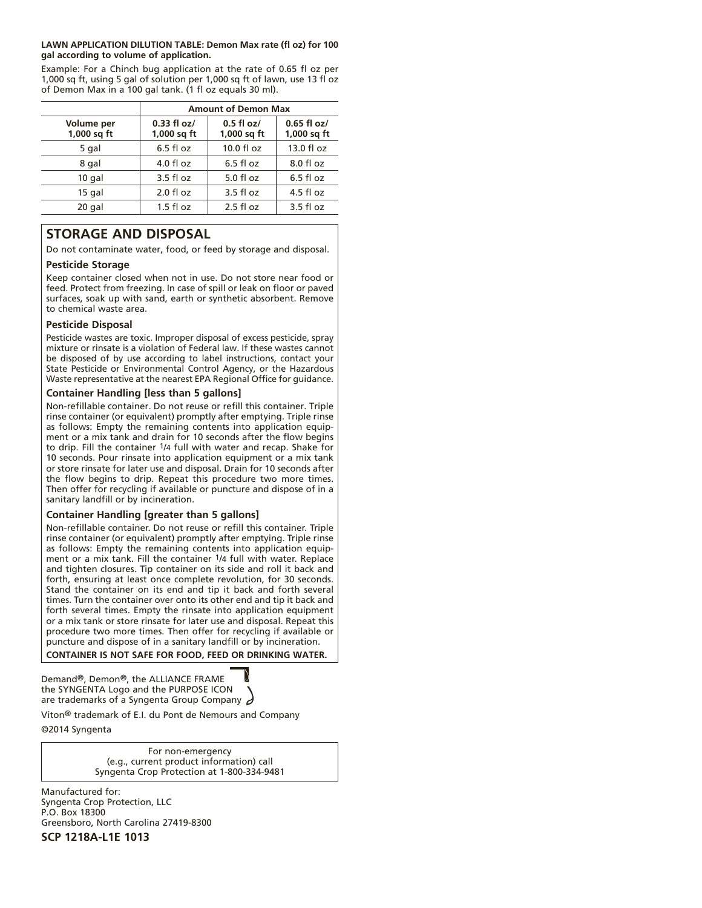**LAWN APPLICATION DILUTION TABLE: Demon Max rate (fl oz) for 100 gal according to volume of application.**

Example: For a Chinch bug application at the rate of 0.65 fl oz per 1,000 sq ft, using 5 gal of solution per 1,000 sq ft of lawn, use 13 fl oz of Demon Max in a 100 gal tank. (1 fl oz equals 30 ml).

| | Amount of Demon Max | | |
|---|---|---|---|
| **Volume per 1,000 sq ft** | **0.33 fl oz/ 1,000 sq ft** | **0.5 fl oz/ 1,000 sq ft** | **0.65 fl oz/ 1,000 sq ft** |
| 5 gal | 6.5 fl oz | 10.0 fl oz | 13.0 fl oz |
| 8 gal | 4.0 fl oz | 6.5 fl oz | 8.0 fl oz |
| 10 gal | 3.5 fl oz | 5.0 fl oz | 6.5 fl oz |
| 15 gal | 2.0 fl oz | 3.5 fl oz | 4.5 fl oz |
| 20 gal | 1.5 fl oz | 2.5 fl oz | 3.5 fl oz |

## STORAGE AND DISPOSAL

Do not contaminate water, food, or feed by storage and disposal.

### Pesticide Storage

Keep container closed when not in use. Do not store near food or feed. Protect from freezing. In case of spill or leak on floor or paved surfaces, soak up with sand, earth or synthetic absorbent. Remove to chemical waste area.

### Pesticide Disposal

Pesticide wastes are toxic. Improper disposal of excess pesticide, spray mixture or rinsate is a violation of Federal law. If these wastes cannot be disposed of by use according to label instructions, contact your State Pesticide or Environmental Control Agency, or the Hazardous Waste representative at the nearest EPA Regional Office for guidance.

### Container Handling [less than 5 gallons]

Non-refillable container. Do not reuse or refill this container. Triple rinse container (or equivalent) promptly after emptying. Triple rinse as follows: Empty the remaining contents into application equipment or a mix tank and drain for 10 seconds after the flow begins to drip. Fill the container 1/4 full with water and recap. Shake for 10 seconds. Pour rinsate into application equipment or a mix tank or store rinsate for later use and disposal. Drain for 10 seconds after the flow begins to drip. Repeat this procedure two more times. Then offer for recycling if available or puncture and dispose of in a sanitary landfill or by incineration.

### Container Handling [greater than 5 gallons]

Non-refillable container. Do not reuse or refill this container. Triple rinse container (or equivalent) promptly after emptying. Triple rinse as follows: Empty the remaining contents into application equipment or a mix tank. Fill the container 1/4 full with water. Replace and tighten closures. Tip container on its side and roll it back and forth, ensuring at least once complete revolution, for 30 seconds. Stand the container on its end and tip it back and forth several times. Turn the container over onto its other end and tip it back and forth several times. Empty the rinsate into application equipment or a mix tank or store rinsate for later use and disposal. Repeat this procedure two more times. Then offer for recycling if available or puncture and dispose of in a sanitary landfill or by incineration.

**CONTAINER IS NOT SAFE FOR FOOD, FEED OR DRINKING WATER.**

Demand®, Demon®, the ALLIANCE FRAME the SYNGENTA Logo and the PURPOSE ICON are trademarks of a Syngenta Group Company

Viton® trademark of E.I. du Pont de Nemours and Company

©2014 Syngenta

For non-emergency (e.g., current product information) call Syngenta Crop Protection at 1-800-334-9481

Manufactured for:
Syngenta Crop Protection, LLC
P.O. Box 18300
Greensboro, North Carolina 27419-8300

**SCP 1218A-L1E 1013**